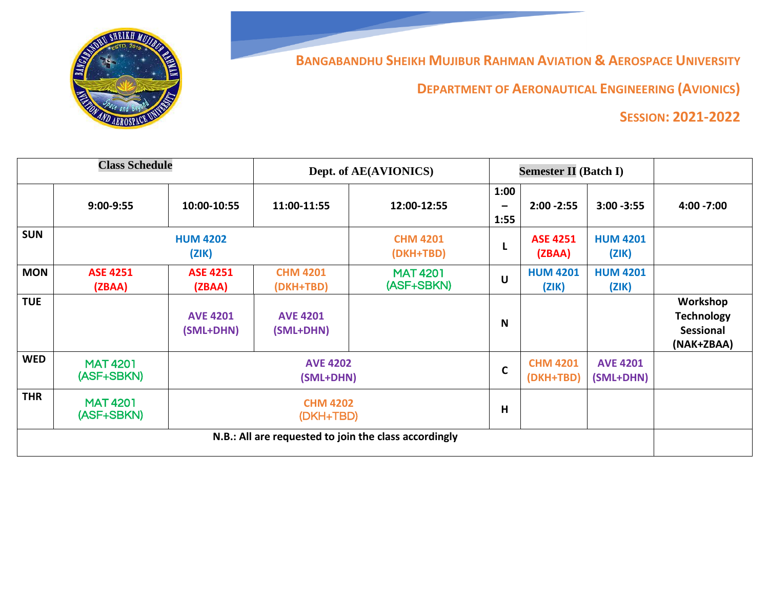**BANGABANDHU SHEIKH MUJIBUR RAHMAN AVIATION & AEROSPACE UNIVERSITY**

**DEPARTMENT OF AERONAUTICAL ENGINEERING (AVIONICS)**

**SESSION: 2021-2022**

| Class Schedule | | | Dept. of AE(AVIONICS) | | Semester II (Batch I) | | | |
|---|---|---|---|---|---|---|---|---|
| | 9:00-9:55 | 10:00-10:55 | 11:00-11:55 | 12:00-12:55 | 1:00 – 1:55 | 2:00 -2:55 | 3:00 -3:55 | 4:00 -7:00 |
| SUN | HUM 4202 (ZIK) | | | CHM 4201 (DKH+TBD) | L | ASE 4251 (ZBAA) | HUM 4201 (ZIK) | |
| MON | ASE 4251 (ZBAA) | ASE 4251 (ZBAA) | CHM 4201 (DKH+TBD) | MAT 4201 (ASF+SBKN) | U | HUM 4201 (ZIK) | HUM 4201 (ZIK) | |
| TUE | | AVE 4201 (SML+DHN) | AVE 4201 (SML+DHN) | | N | | | Workshop Technology Sessional (NAK+ZBAA) |
| WED | MAT 4201 (ASF+SBKN) | AVE 4202 (SML+DHN) | | | C | CHM 4201 (DKH+TBD) | AVE 4201 (SML+DHN) | |
| THR | MAT 4201 (ASF+SBKN) | CHM 4202 (DKH+TBD) | | | H | | | |
| N.B.: All are requested to join the class accordingly | | | | | | | | |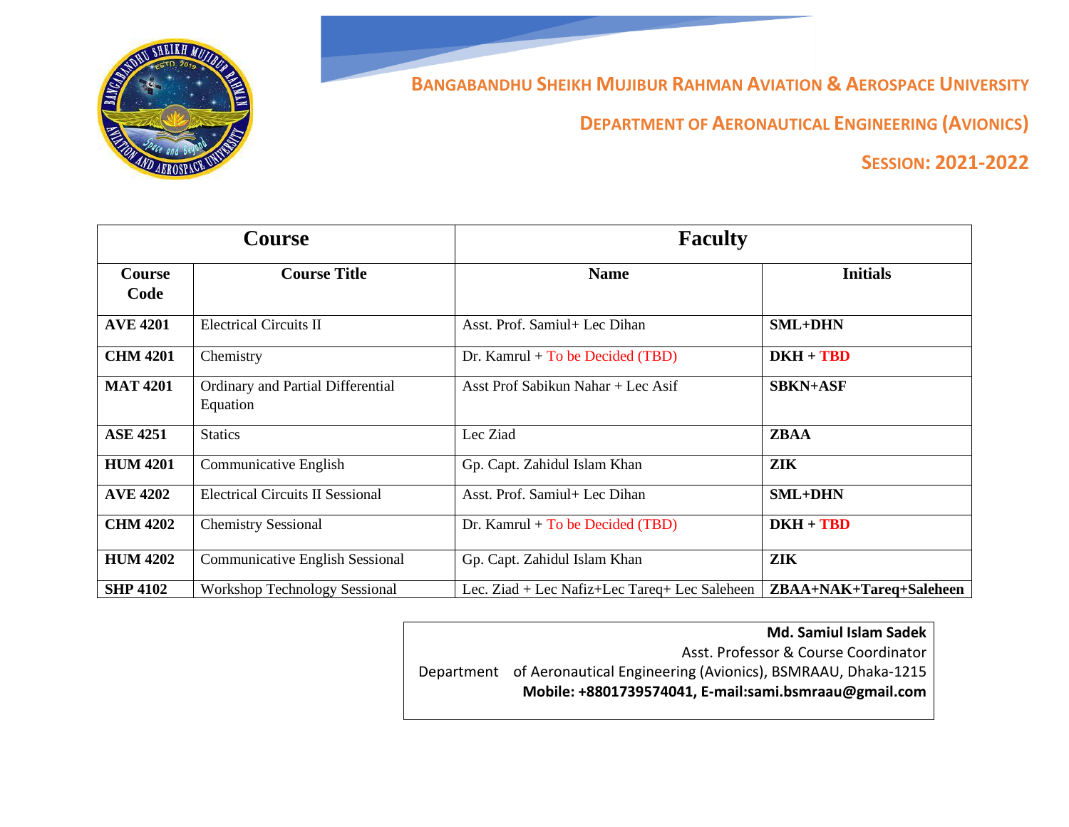**BANGABANDHU SHEIKH MUJIBUR RAHMAN AVIATION & AEROSPACE UNIVERSITY**

**DEPARTMENT OF AERONAUTICAL ENGINEERING (AVIONICS)**

**SESSION: 2021-2022**

| **Course** | | **Faculty** | |
|---|---|---|---|
| **Course Code** | **Course Title** | **Name** | **Initials** |
| **AVE 4201** | Electrical Circuits II | Asst. Prof. Samiul+ Lec Dihan | **SML+DHN** |
| **CHM 4201** | Chemistry | Dr. Kamrul + To be Decided (TBD) | **DKH + TBD** |
| **MAT 4201** | Ordinary and Partial Differential Equation | Asst Prof Sabikun Nahar + Lec Asif | **SBKN+ASF** |
| **ASE 4251** | Statics | Lec Ziad | **ZBAA** |
| **HUM 4201** | Communicative English | Gp. Capt. Zahidul Islam Khan | **ZIK** |
| **AVE 4202** | Electrical Circuits II Sessional | Asst. Prof. Samiul+ Lec Dihan | **SML+DHN** |
| **CHM 4202** | Chemistry Sessional | Dr. Kamrul + To be Decided (TBD) | **DKH + TBD** |
| **HUM 4202** | Communicative English Sessional | Gp. Capt. Zahidul Islam Khan | **ZIK** |
| **SHP 4102** | Workshop Technology Sessional | Lec. Ziad + Lec Nafiz+Lec Tareq+ Lec Saleheen | **ZBAA+NAK+Tareq+Saleheen** |

**Md. Samiul Islam Sadek**
Asst. Professor & Course Coordinator
Department of Aeronautical Engineering (Avionics), BSMRAAU, Dhaka-1215
**Mobile: +8801739574041, E-mail:sami.bsmraau@gmail.com**